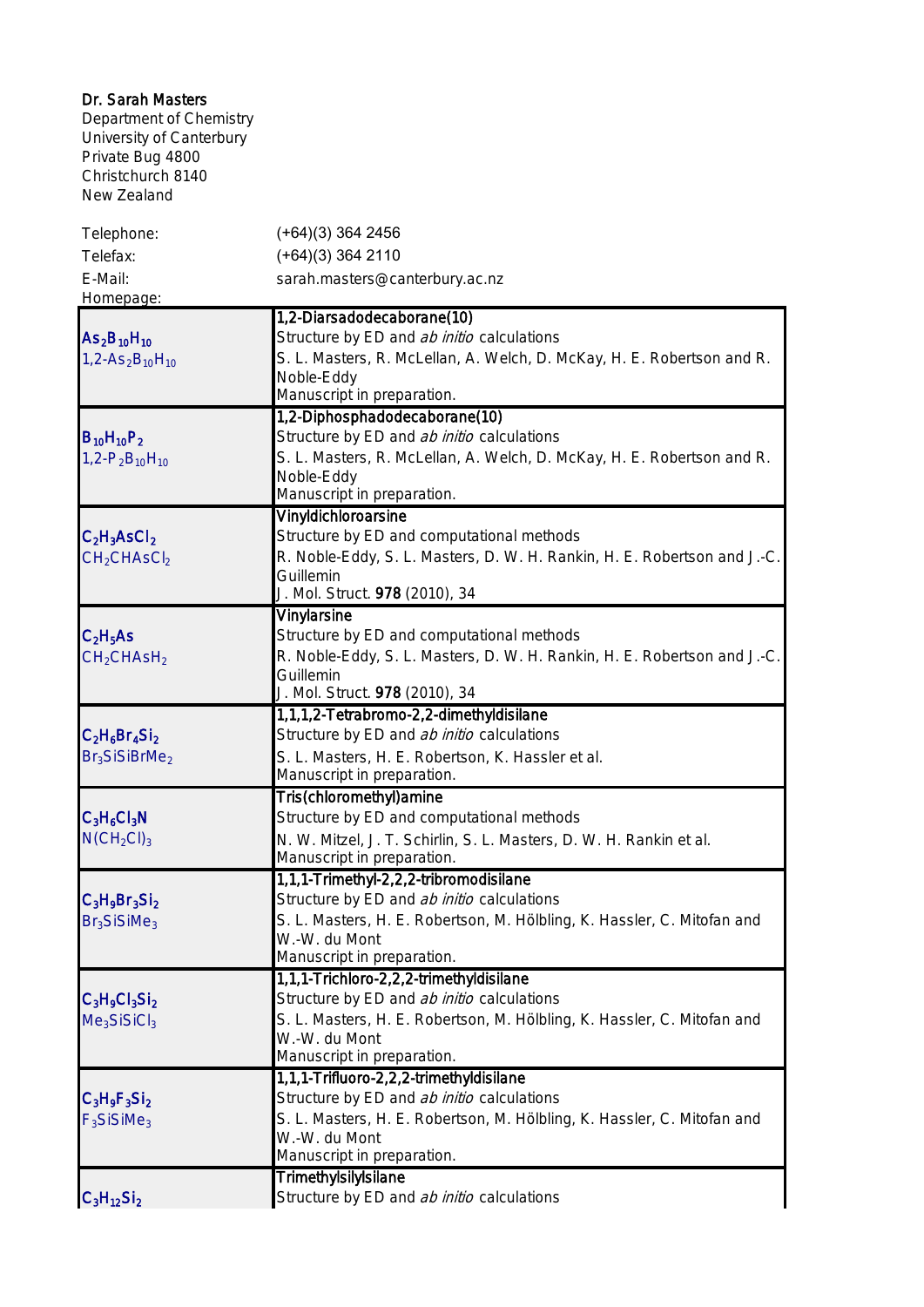Dr. Sarah Masters
Department of Chemistry
University of Canterbury
Private Bug 4800
Christchurch 8140
New Zealand

| | |
|---|---|
| Telephone: | (+64)(3) 364 2456 |
| Telefax: | (+64)(3) 364 2110 |
| E-Mail: | sarah.masters@canterbury.ac.nz |
| Homepage: | |

| Formula | Details |
|---|---|
| **$As_2B_{10}H_{10}$** <br> 1,2-$As_2B_{10}H_{10}$ | 1,2-Diarsadodecaborane(10) <br> Structure by ED and *ab initio* calculations <br> S. L. Masters, R. McLellan, A. Welch, D. McKay, H. E. Robertson and R. Noble-Eddy <br> Manuscript in preparation. |
| **$B_{10}H_{10}P_2$** <br> 1,2-$P_2B_{10}H_{10}$ | 1,2-Diphosphadodecaborane(10) <br> Structure by ED and *ab initio* calculations <br> S. L. Masters, R. McLellan, A. Welch, D. McKay, H. E. Robertson and R. Noble-Eddy <br> Manuscript in preparation. |
| **$C_2H_3AsCl_2$** <br> $CH_2CHAsCl_2$ | Vinyldichloroarsine <br> Structure by ED and computational methods <br> R. Noble-Eddy, S. L. Masters, D. W. H. Rankin, H. E. Robertson and J.-C. Guillemin <br> J. Mol. Struct. **978** (2010), 34 |
| **$C_2H_5As$** <br> $CH_2CHAsH_2$ | Vinylarsine <br> Structure by ED and computational methods <br> R. Noble-Eddy, S. L. Masters, D. W. H. Rankin, H. E. Robertson and J.-C. Guillemin <br> J. Mol. Struct. **978** (2010), 34 |
| **$C_2H_6Br_4Si_2$** <br> $Br_3SiSiBrMe_2$ | 1,1,1,2-Tetrabromo-2,2-dimethyldisilane <br> Structure by ED and *ab initio* calculations <br> S. L. Masters, H. E. Robertson, K. Hassler et al. <br> Manuscript in preparation. |
| **$C_3H_6Cl_3N$** <br> $N(CH_2Cl)_3$ | Tris(chloromethyl)amine <br> Structure by ED and computational methods <br> N. W. Mitzel, J. T. Schirlin, S. L. Masters, D. W. H. Rankin et al. <br> Manuscript in preparation. |
| **$C_3H_9Br_3Si_2$** <br> $Br_3SiSiMe_3$ | 1,1,1-Trimethyl-2,2,2-tribromodisilane <br> Structure by ED and *ab initio* calculations <br> S. L. Masters, H. E. Robertson, M. Hölbling, K. Hassler, C. Mitofan and W.-W. du Mont <br> Manuscript in preparation. |
| **$C_3H_9Cl_3Si_2$** <br> $Me_3SiSiCl_3$ | 1,1,1-Trichloro-2,2,2-trimethyldisilane <br> Structure by ED and *ab initio* calculations <br> S. L. Masters, H. E. Robertson, M. Hölbling, K. Hassler, C. Mitofan and W.-W. du Mont <br> Manuscript in preparation. |
| **$C_3H_9F_3Si_2$** <br> $F_3SiSiMe_3$ | 1,1,1-Trifluoro-2,2,2-trimethyldisilane <br> Structure by ED and *ab initio* calculations <br> S. L. Masters, H. E. Robertson, M. Hölbling, K. Hassler, C. Mitofan and W.-W. du Mont <br> Manuscript in preparation. |
| **$C_3H_{12}Si_2$** | Trimethylsilylsilane <br> Structure by ED and *ab initio* calculations |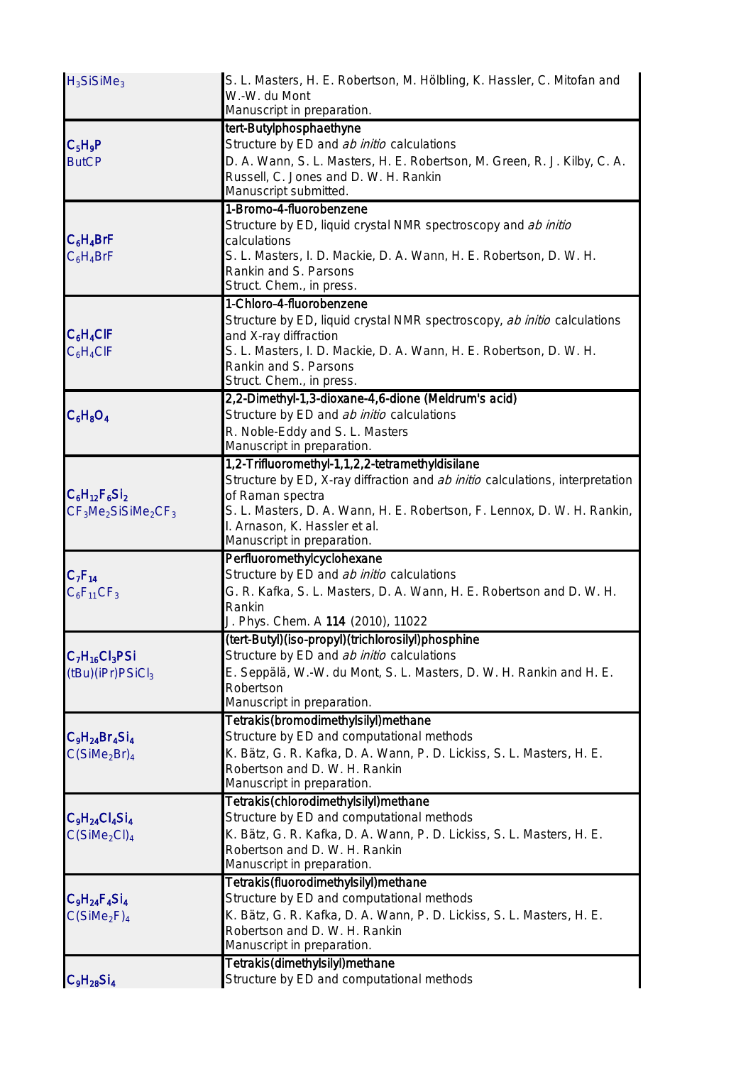| | |
|---|---|
| $H_3SiSiMe_3$ | S. L. Masters, H. E. Robertson, M. Hölbling, K. Hassler, C. Mitofan and W.-W. du Mont<br>Manuscript in preparation. |
| **$C_5H_9P$**<br>ButCP | **tert-Butylphosphaethyne**<br>Structure by ED and *ab initio* calculations<br>D. A. Wann, S. L. Masters, H. E. Robertson, M. Green, R. J. Kilby, C. A. Russell, C. Jones and D. W. H. Rankin<br>Manuscript submitted. |
| **$C_6H_4BrF$**<br>$C_6H_4BrF$ | **1-Bromo-4-fluorobenzene**<br>Structure by ED, liquid crystal NMR spectroscopy and *ab initio* calculations<br>S. L. Masters, I. D. Mackie, D. A. Wann, H. E. Robertson, D. W. H. Rankin and S. Parsons<br>Struct. Chem., in press. |
| **$C_6H_4ClF$**<br>$C_6H_4ClF$ | **1-Chloro-4-fluorobenzene**<br>Structure by ED, liquid crystal NMR spectroscopy, *ab initio* calculations and X-ray diffraction<br>S. L. Masters, I. D. Mackie, D. A. Wann, H. E. Robertson, D. W. H. Rankin and S. Parsons<br>Struct. Chem., in press. |
| **$C_6H_8O_4$** | **2,2-Dimethyl-1,3-dioxane-4,6-dione (Meldrum's acid)**<br>Structure by ED and *ab initio* calculations<br>R. Noble-Eddy and S. L. Masters<br>Manuscript in preparation. |
| **$C_6H_{12}F_6Si_2$**<br>$CF_3Me_2SiSiMe_2CF_3$ | **1,2-Trifluoromethyl-1,1,2,2-tetramethyldisilane**<br>Structure by ED, X-ray diffraction and *ab initio* calculations, interpretation of Raman spectra<br>S. L. Masters, D. A. Wann, H. E. Robertson, F. Lennox, D. W. H. Rankin, I. Arnason, K. Hassler et al.<br>Manuscript in preparation. |
| **$C_7F_{14}$**<br>$C_6F_{11}CF_3$ | **Perfluoromethylcyclohexane**<br>Structure by ED and *ab initio* calculations<br>G. R. Kafka, S. L. Masters, D. A. Wann, H. E. Robertson and D. W. H. Rankin<br>J. Phys. Chem. A **114** (2010), 11022 |
| **$C_7H_{16}Cl_3PSi$**<br>$(tBu)(iPr)PSiCl_3$ | **(tert-Butyl)(iso-propyl)(trichlorosilyl)phosphine**<br>Structure by ED and *ab initio* calculations<br>E. Seppälä, W.-W. du Mont, S. L. Masters, D. W. H. Rankin and H. E. Robertson<br>Manuscript in preparation. |
| **$C_9H_{24}Br_4Si_4$**<br>$C(SiMe_2Br)_4$ | **Tetrakis(bromodimethylsilyl)methane**<br>Structure by ED and computational methods<br>K. Bätz, G. R. Kafka, D. A. Wann, P. D. Lickiss, S. L. Masters, H. E. Robertson and D. W. H. Rankin<br>Manuscript in preparation. |
| **$C_9H_{24}Cl_4Si_4$**<br>$C(SiMe_2Cl)_4$ | **Tetrakis(chlorodimethylsilyl)methane**<br>Structure by ED and computational methods<br>K. Bätz, G. R. Kafka, D. A. Wann, P. D. Lickiss, S. L. Masters, H. E. Robertson and D. W. H. Rankin<br>Manuscript in preparation. |
| **$C_9H_{24}F_4Si_4$**<br>$C(SiMe_2F)_4$ | **Tetrakis(fluorodimethylsilyl)methane**<br>Structure by ED and computational methods<br>K. Bätz, G. R. Kafka, D. A. Wann, P. D. Lickiss, S. L. Masters, H. E. Robertson and D. W. H. Rankin<br>Manuscript in preparation. |
| **$C_9H_{28}Si_4$** | **Tetrakis(dimethylsilyl)methane**<br>Structure by ED and computational methods |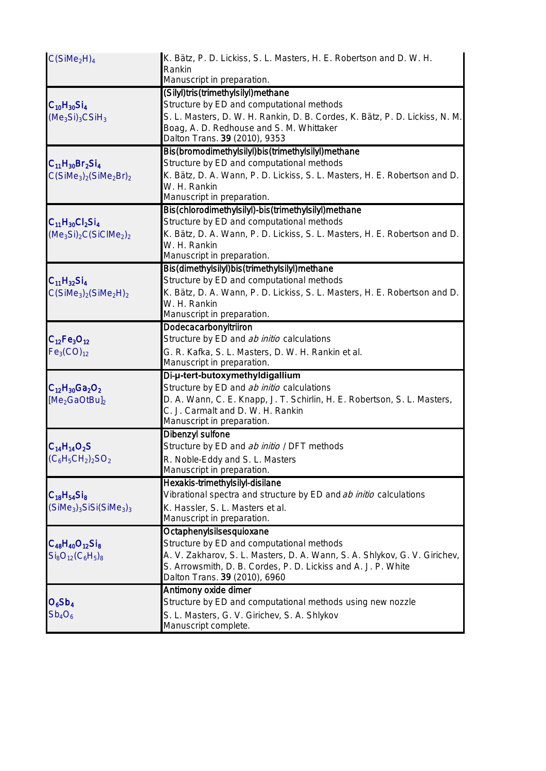| | |
|---|---|
| $C(SiMe_2H)_4$ | K. Bätz, P. D. Lickiss, S. L. Masters, H. E. Robertson and D. W. H. Rankin<br>Manuscript in preparation. |
| **$C_{10}H_{30}Si_4$**<br>$(Me_3Si)_3CSiH_3$ | **(Silyl)tris(trimethylsilyl)methane**<br>Structure by ED and computational methods<br>S. L. Masters, D. W. H. Rankin, D. B. Cordes, K. Bätz, P. D. Lickiss, N. M. Boag, A. D. Redhouse and S. M. Whittaker<br>Dalton Trans. **39** (2010), 9353 |
| **$C_{11}H_{30}Br_2Si_4$**<br>$C(SiMe_3)_2(SiMe_2Br)_2$ | **Bis(bromodimethylsilyl)bis(trimethylsilyl)methane**<br>Structure by ED and computational methods<br>K. Bätz, D. A. Wann, P. D. Lickiss, S. L. Masters, H. E. Robertson and D. W. H. Rankin<br>Manuscript in preparation. |
| **$C_{11}H_{30}Cl_2Si_4$**<br>$(Me_3Si)_2C(SiClMe_2)_2$ | **Bis(chlorodimethylsilyl)-bis(trimethylsilyl)methane**<br>Structure by ED and computational methods<br>K. Bätz, D. A. Wann, P. D. Lickiss, S. L. Masters, H. E. Robertson and D. W. H. Rankin<br>Manuscript in preparation. |
| **$C_{11}H_{32}Si_4$**<br>$C(SiMe_3)_2(SiMe_2H)_2$ | **Bis(dimethylsilyl)bis(trimethylsilyl)methane**<br>Structure by ED and computational methods<br>K. Bätz, D. A. Wann, P. D. Lickiss, S. L. Masters, H. E. Robertson and D. W. H. Rankin<br>Manuscript in preparation. |
| **$C_{12}Fe_3O_{12}$**<br>$Fe_3(CO)_{12}$ | **Dodecacarbonyltriiron**<br>Structure by ED and *ab initio* calculations<br>G. R. Kafka, S. L. Masters, D. W. H. Rankin et al.<br>Manuscript in preparation. |
| **$C_{12}H_{30}Ga_2O_2$**<br>$[Me_2GaOtBu]_2$ | **Di-μ-tert-butoxymethyldigallium**<br>Structure by ED and *ab initio* calculations<br>D. A. Wann, C. E. Knapp, J. T. Schirlin, H. E. Robertson, S. L. Masters, C. J. Carmalt and D. W. H. Rankin<br>Manuscript in preparation. |
| **$C_{14}H_{14}O_2S$**<br>$(C_6H_5CH_2)_2SO_2$ | **Dibenzyl sulfone**<br>Structure by ED and *ab initio* / DFT methods<br>R. Noble-Eddy and S. L. Masters<br>Manuscript in preparation. |
| **$C_{18}H_{54}Si_8$**<br>$(SiMe_3)_3SiSi(SiMe_3)_3$ | **Hexakis-trimethylsilyl-disilane**<br>Vibrational spectra and structure by ED and *ab initio* calculations<br>K. Hassler, S. L. Masters et al.<br>Manuscript in preparation. |
| **$C_{48}H_{40}O_{12}Si_8$**<br>$Si_8O_{12}(C_6H_5)_8$ | **Octaphenylsilsesquioxane**<br>Structure by ED and computational methods<br>A. V. Zakharov, S. L. Masters, D. A. Wann, S. A. Shlykov, G. V. Girichev, S. Arrowsmith, D. B. Cordes, P. D. Lickiss and A. J. P. White<br>Dalton Trans. **39** (2010), 6960 |
| **$O_6Sb_4$**<br>$Sb_4O_6$ | **Antimony oxide dimer**<br>Structure by ED and computational methods using new nozzle<br>S. L. Masters, G. V. Girichev, S. A. Shlykov<br>Manuscript complete. |